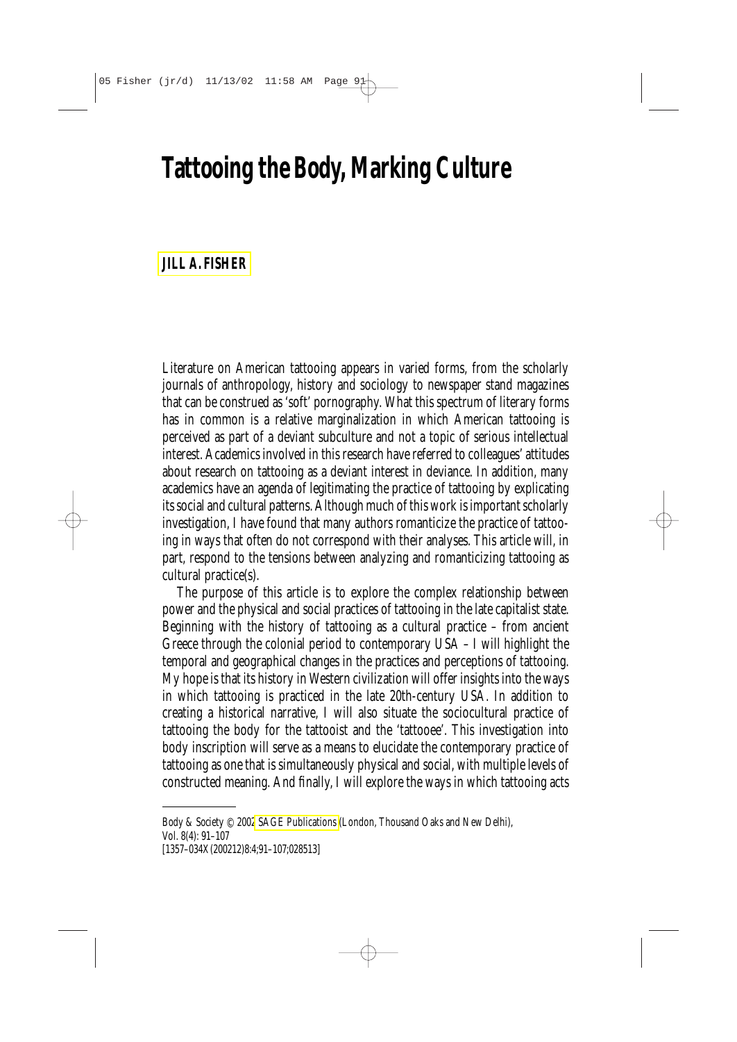# Tattooing the Body, Marking Culture

**JILL A. FISHER**

Literature on American tattooing appears in varied forms, from the scholarly journals of anthropology, history and sociology to newspaper stand magazines that can be construed as 'soft' pornography. What this spectrum of literary forms has in common is a relative marginalization in which American tattooing is perceived as part of a deviant subculture and not a topic of serious intellectual interest. Academics involved in this research have referred to colleagues' attitudes about research on tattooing as a deviant interest in deviance. In addition, many academics have an agenda of legitimating the practice of tattooing by explicating its social and cultural patterns. Although much of this work is important scholarly investigation, I have found that many authors romanticize the practice of tattooing in ways that often do not correspond with their analyses. This article will, in part, respond to the tensions between analyzing and romanticizing tattooing as cultural practice(s).

The purpose of this article is to explore the complex relationship between power and the physical and social practices of tattooing in the late capitalist state. Beginning with the history of tattooing as a cultural practice – from ancient Greece through the colonial period to contemporary USA – I will highlight the temporal and geographical changes in the practices and perceptions of tattooing. My hope is that its history in Western civilization will offer insights into the ways in which tattooing is practiced in the late 20th-century USA. In addition to creating a historical narrative, I will also situate the sociocultural practice of tattooing the body for the tattooist and the 'tattooee'. This investigation into body inscription will serve as a means to elucidate the contemporary practice of tattooing as one that is simultaneously physical and social, with multiple levels of constructed meaning. And finally, I will explore the ways in which tattooing acts

---

Body & Society © 2002 SAGE Publications (London, Thousand Oaks and New Delhi),
Vol. 8(4): 91–107
[1357–034X(200212)8:4;91–107;028513]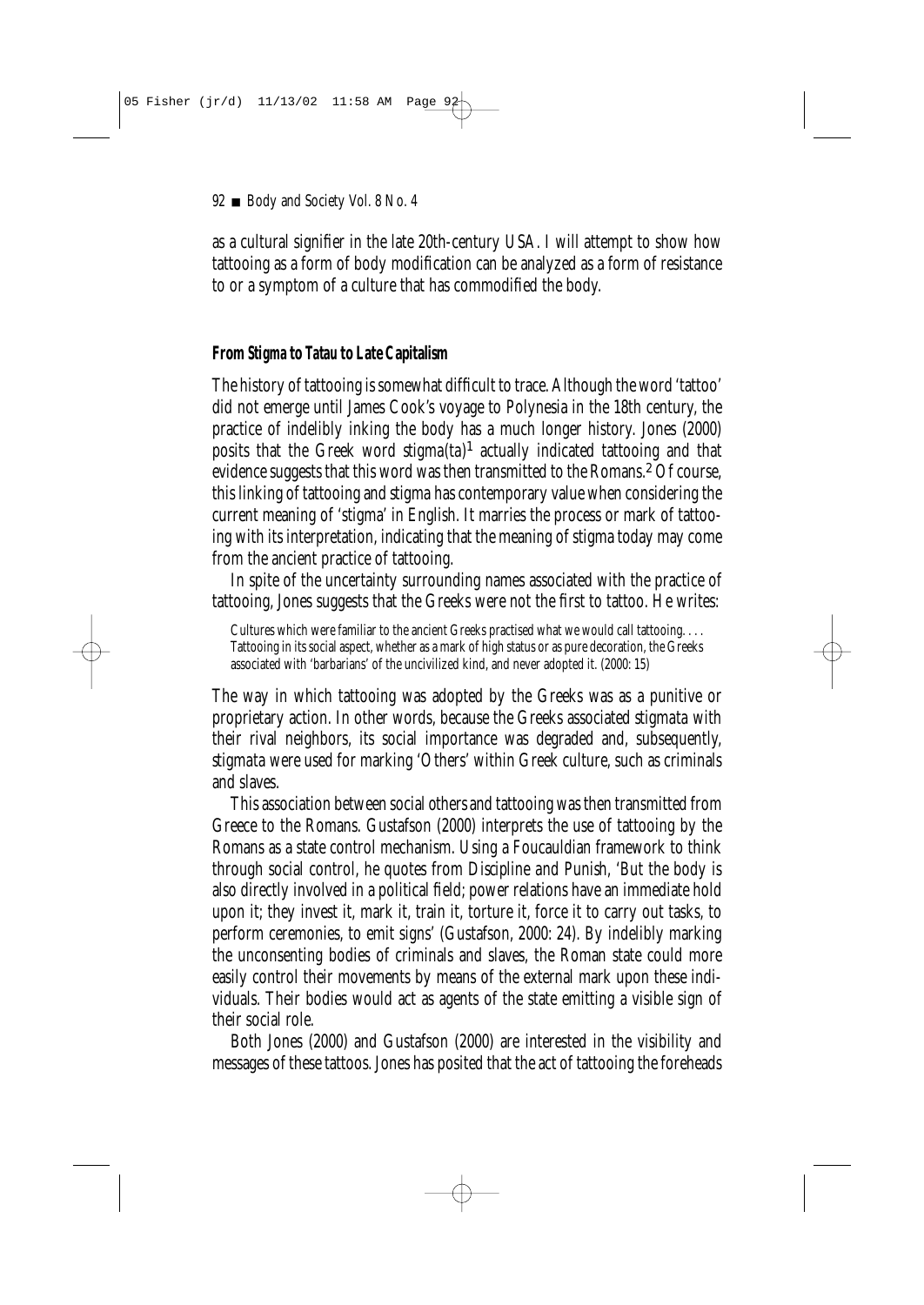as a cultural signifier in the late 20th-century USA. I will attempt to show how tattooing as a form of body modification can be analyzed as a form of resistance to or a symptom of a culture that has commodified the body.

## From *Stigma* to *Tatau* to Late Capitalism

The history of tattooing is somewhat difficult to trace. Although the word 'tattoo' did not emerge until James Cook's voyage to Polynesia in the 18th century, the practice of indelibly inking the body has a much longer history. Jones (2000) posits that the Greek word *stigma(ta)*[1] actually indicated tattooing and that evidence suggests that this word was then transmitted to the Romans.[2] Of course, this linking of tattooing and stigma has contemporary value when considering the current meaning of 'stigma' in English. It marries the process or mark of tattooing with its interpretation, indicating that the meaning of stigma today may come from the ancient practice of tattooing.

In spite of the uncertainty surrounding names associated with the practice of tattooing, Jones suggests that the Greeks were not the first to tattoo. He writes:

> Cultures which were familiar to the ancient Greeks practised what we would call tattooing. . . . Tattooing in its social aspect, whether as a mark of high status or as pure decoration, the Greeks associated with 'barbarians' of the uncivilized kind, and never adopted it. (2000: 15)

The way in which tattooing was adopted by the Greeks was as a punitive or proprietary action. In other words, because the Greeks associated stigmata with their rival neighbors, its social importance was degraded and, subsequently, stigmata were used for marking 'Others' within Greek culture, such as criminals and slaves.

This association between social others and tattooing was then transmitted from Greece to the Romans. Gustafson (2000) interprets the use of tattooing by the Romans as a state control mechanism. Using a Foucauldian framework to think through social control, he quotes from *Discipline and Punish*, 'But the body is also directly involved in a political field; power relations have an immediate hold upon it; they invest it, mark it, train it, torture it, force it to carry out tasks, to perform ceremonies, to emit signs' (Gustafson, 2000: 24). By indelibly marking the unconsenting bodies of criminals and slaves, the Roman state could more easily control their movements by means of the external mark upon these individuals. Their bodies would act as agents of the state emitting a visible sign of their social role.

Both Jones (2000) and Gustafson (2000) are interested in the visibility and messages of these tattoos. Jones has posited that the act of tattooing the foreheads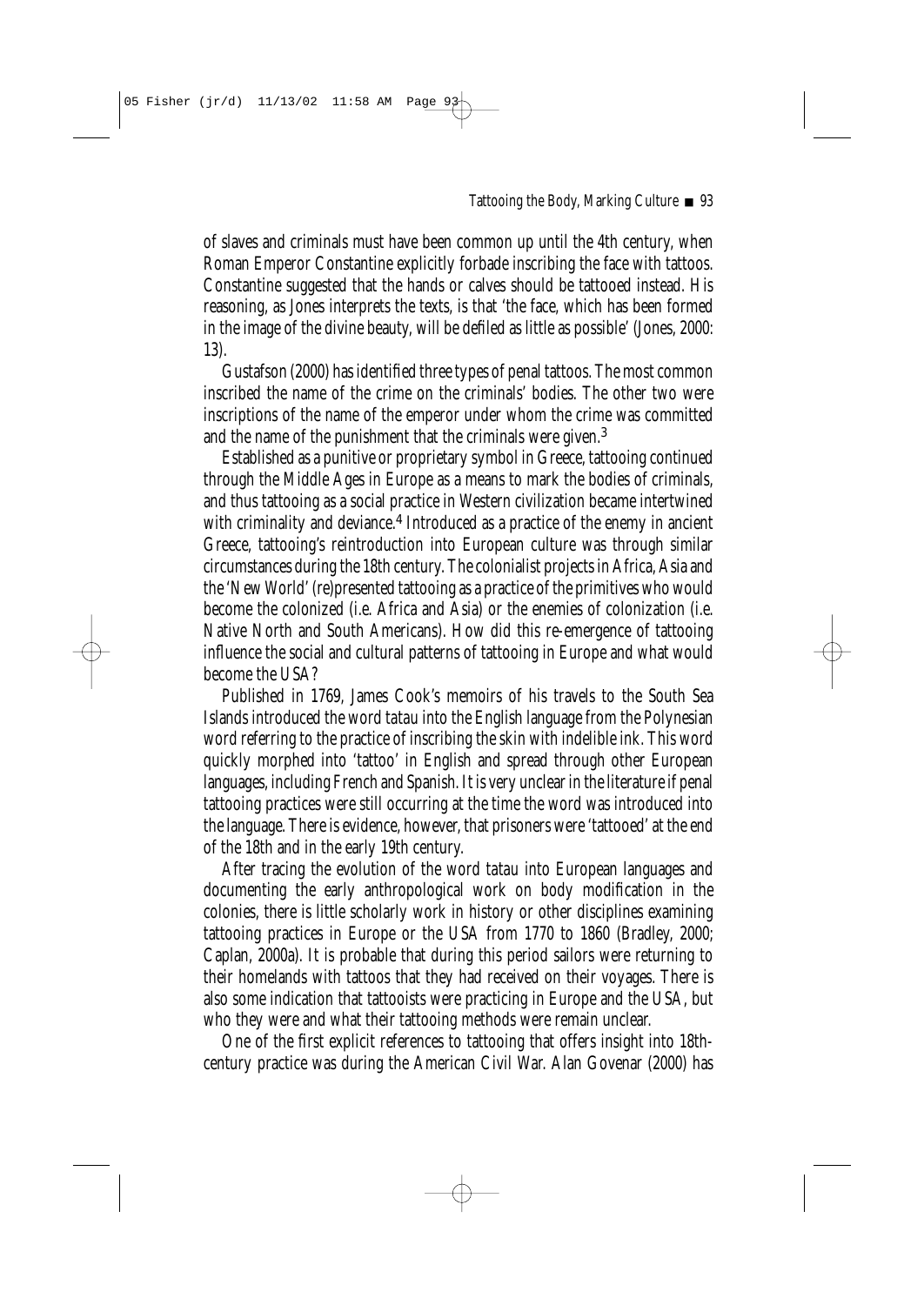of slaves and criminals must have been common up until the 4th century, when Roman Emperor Constantine explicitly forbade inscribing the face with tattoos. Constantine suggested that the hands or calves should be tattooed instead. His reasoning, as Jones interprets the texts, is that 'the face, which has been formed in the image of the divine beauty, will be defiled as little as possible' (Jones, 2000: 13).

Gustafson (2000) has identified three types of penal tattoos. The most common inscribed the name of the crime on the criminals' bodies. The other two were inscriptions of the name of the emperor under whom the crime was committed and the name of the punishment that the criminals were given.[3]

Established as a punitive or proprietary symbol in Greece, tattooing continued through the Middle Ages in Europe as a means to mark the bodies of criminals, and thus tattooing as a social practice in Western civilization became intertwined with criminality and deviance.[4] Introduced as a practice of the enemy in ancient Greece, tattooing's reintroduction into European culture was through similar circumstances during the 18th century. The colonialist projects in Africa, Asia and the 'New World' (re)presented tattooing as a practice of the primitives who would become the colonized (i.e. Africa and Asia) or the enemies of colonization (i.e. Native North and South Americans). How did this re-emergence of tattooing influence the social and cultural patterns of tattooing in Europe and what would become the USA?

Published in 1769, James Cook's memoirs of his travels to the South Sea Islands introduced the word tatau into the English language from the Polynesian word referring to the practice of inscribing the skin with indelible ink. This word quickly morphed into 'tattoo' in English and spread through other European languages, including French and Spanish. It is very unclear in the literature if penal tattooing practices were still occurring at the time the word was introduced into the language. There is evidence, however, that prisoners were 'tattooed' at the end of the 18th and in the early 19th century.

After tracing the evolution of the word tatau into European languages and documenting the early anthropological work on body modification in the colonies, there is little scholarly work in history or other disciplines examining tattooing practices in Europe or the USA from 1770 to 1860 (Bradley, 2000; Caplan, 2000a). It is probable that during this period sailors were returning to their homelands with tattoos that they had received on their voyages. There is also some indication that tattooists were practicing in Europe and the USA, but who they were and what their tattooing methods were remain unclear.

One of the first explicit references to tattooing that offers insight into 18th-century practice was during the American Civil War. Alan Govenar (2000) has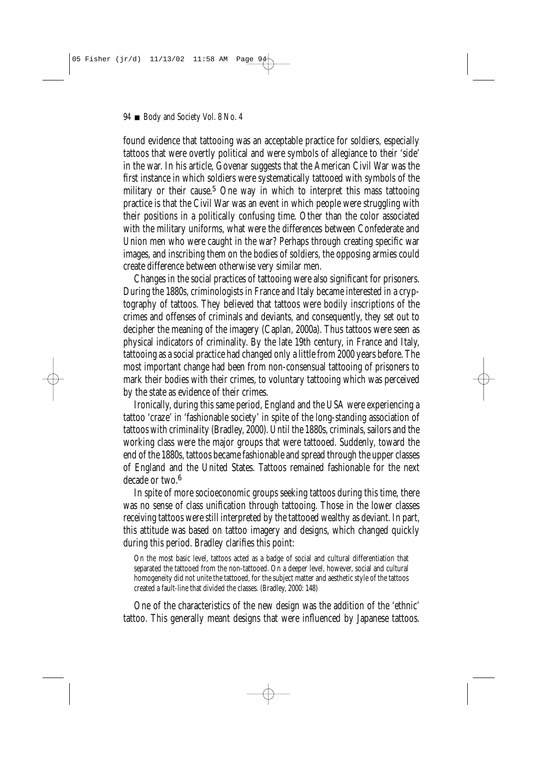found evidence that tattooing was an acceptable practice for soldiers, especially tattoos that were overtly political and were symbols of allegiance to their 'side' in the war. In his article, Govenar suggests that the American Civil War was the first instance in which soldiers were systematically tattooed with symbols of the military or their cause.[5] One way in which to interpret this mass tattooing practice is that the Civil War was an event in which people were struggling with their positions in a politically confusing time. Other than the color associated with the military uniforms, what were the differences between Confederate and Union men who were caught in the war? Perhaps through creating specific war images, and inscribing them on the bodies of soldiers, the opposing armies could create difference between otherwise very similar men.

Changes in the social practices of tattooing were also significant for prisoners. During the 1880s, criminologists in France and Italy became interested in a cryptography of tattoos. They believed that tattoos were bodily inscriptions of the crimes and offenses of criminals and deviants, and consequently, they set out to decipher the meaning of the imagery (Caplan, 2000a). Thus tattoos were seen as physical indicators of criminality. By the late 19th century, in France and Italy, tattooing as a social practice had changed only a little from 2000 years before. The most important change had been from non-consensual tattooing of prisoners to mark their bodies with their crimes, to voluntary tattooing which was perceived by the state as evidence of their crimes.

Ironically, during this same period, England and the USA were experiencing a tattoo 'craze' in 'fashionable society' in spite of the long-standing association of tattoos with criminality (Bradley, 2000). Until the 1880s, criminals, sailors and the working class were the major groups that were tattooed. Suddenly, toward the end of the 1880s, tattoos became fashionable and spread through the upper classes of England and the United States. Tattoos remained fashionable for the next decade or two.[6]

In spite of more socioeconomic groups seeking tattoos during this time, there was no sense of class unification through tattooing. Those in the lower classes receiving tattoos were still interpreted by the tattooed wealthy as deviant. In part, this attitude was based on tattoo imagery and designs, which changed quickly during this period. Bradley clarifies this point:

> On the most basic level, tattoos acted as a badge of social and cultural differentiation that separated the tattooed from the non-tattooed. On a deeper level, however, social and cultural homogeneity did not unite the tattooed, for the subject matter and aesthetic style of the tattoos created a fault-line that divided the classes. (Bradley, 2000: 148)

One of the characteristics of the new design was the addition of the 'ethnic' tattoo. This generally meant designs that were influenced by Japanese tattoos.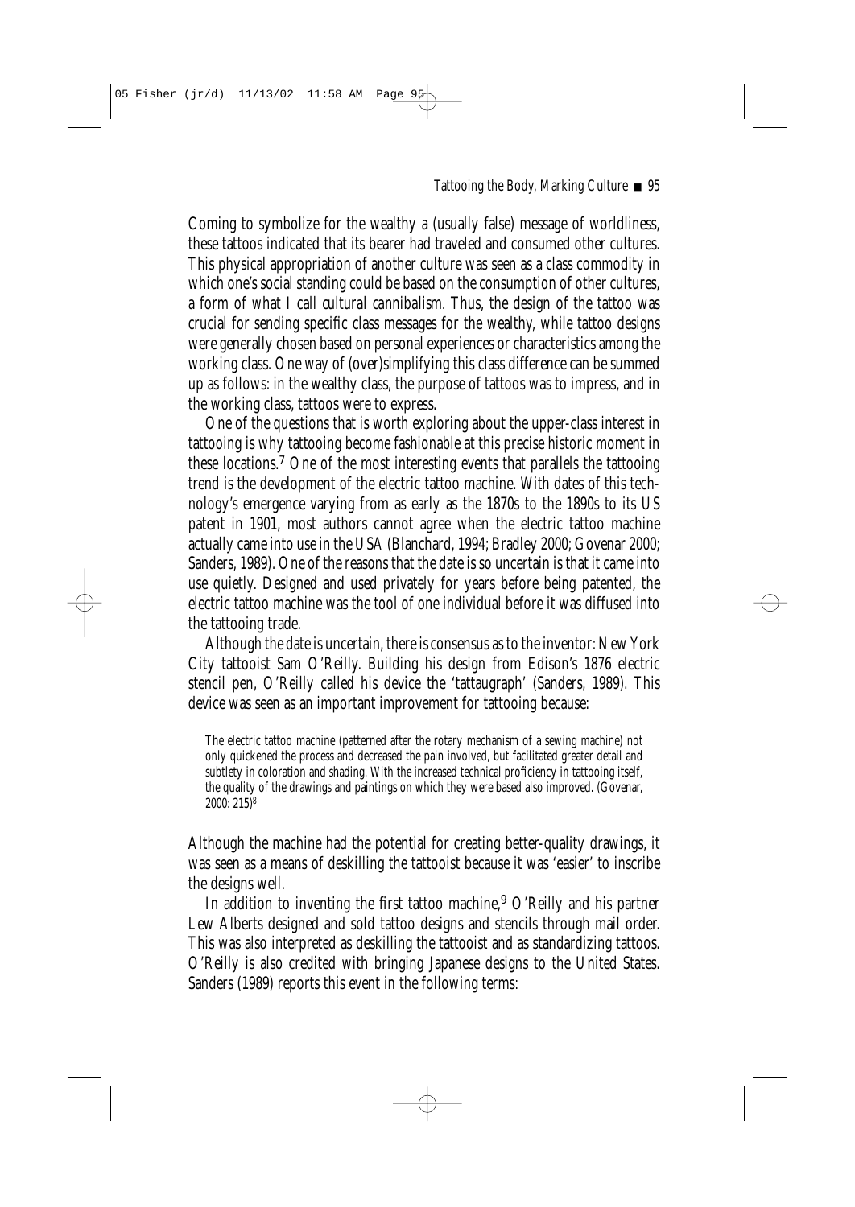Coming to symbolize for the wealthy a (usually false) message of worldliness, these tattoos indicated that its bearer had traveled and consumed other cultures. This physical appropriation of another culture was seen as a class commodity in which one's social standing could be based on the consumption of other cultures, a form of what I call cultural cannibalism. Thus, the design of the tattoo was crucial for sending specific class messages for the wealthy, while tattoo designs were generally chosen based on personal experiences or characteristics among the working class. One way of (over)simplifying this class difference can be summed up as follows: in the wealthy class, the purpose of tattoos was to impress, and in the working class, tattoos were to express.

One of the questions that is worth exploring about the upper-class interest in tattooing is why tattooing become fashionable at this precise historic moment in these locations.[7] One of the most interesting events that parallels the tattooing trend is the development of the electric tattoo machine. With dates of this technology's emergence varying from as early as the 1870s to the 1890s to its US patent in 1901, most authors cannot agree when the electric tattoo machine actually came into use in the USA (Blanchard, 1994; Bradley 2000; Govenar 2000; Sanders, 1989). One of the reasons that the date is so uncertain is that it came into use quietly. Designed and used privately for years before being patented, the electric tattoo machine was the tool of one individual before it was diffused into the tattooing trade.

Although the date is uncertain, there is consensus as to the inventor: New York City tattooist Sam O'Reilly. Building his design from Edison's 1876 electric stencil pen, O'Reilly called his device the 'tattaugraph' (Sanders, 1989). This device was seen as an important improvement for tattooing because:

> The electric tattoo machine (patterned after the rotary mechanism of a sewing machine) not only quickened the process and decreased the pain involved, but facilitated greater detail and subtlety in coloration and shading. With the increased technical proficiency in tattooing itself, the quality of the drawings and paintings on which they were based also improved. (Govenar, 2000: 215)[8]

Although the machine had the potential for creating better-quality drawings, it was seen as a means of deskilling the tattooist because it was 'easier' to inscribe the designs well.

In addition to inventing the first tattoo machine,[9] O'Reilly and his partner Lew Alberts designed and sold tattoo designs and stencils through mail order. This was also interpreted as deskilling the tattooist and as standardizing tattoos. O'Reilly is also credited with bringing Japanese designs to the United States. Sanders (1989) reports this event in the following terms: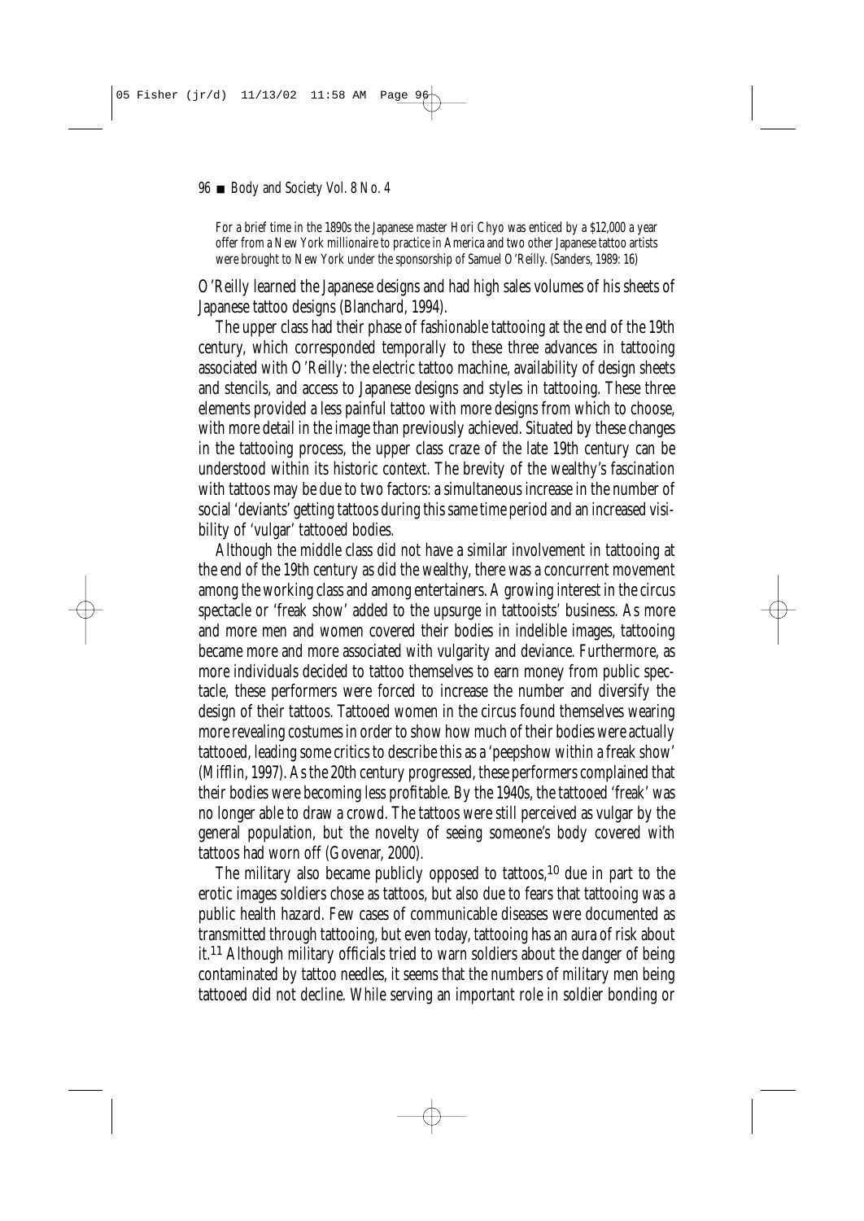> For a brief time in the 1890s the Japanese master Hori Chyo was enticed by a $12,000 a year offer from a New York millionaire to practice in America and two other Japanese tattoo artists were brought to New York under the sponsorship of Samuel O'Reilly. (Sanders, 1989: 16)

O'Reilly learned the Japanese designs and had high sales volumes of his sheets of Japanese tattoo designs (Blanchard, 1994).

The upper class had their phase of fashionable tattooing at the end of the 19th century, which corresponded temporally to these three advances in tattooing associated with O'Reilly: the electric tattoo machine, availability of design sheets and stencils, and access to Japanese designs and styles in tattooing. These three elements provided a less painful tattoo with more designs from which to choose, with more detail in the image than previously achieved. Situated by these changes in the tattooing process, the upper class craze of the late 19th century can be understood within its historic context. The brevity of the wealthy's fascination with tattoos may be due to two factors: a simultaneous increase in the number of social 'deviants' getting tattoos during this same time period and an increased visibility of 'vulgar' tattooed bodies.

Although the middle class did not have a similar involvement in tattooing at the end of the 19th century as did the wealthy, there was a concurrent movement among the working class and among entertainers. A growing interest in the circus spectacle or 'freak show' added to the upsurge in tattooists' business. As more and more men and women covered their bodies in indelible images, tattooing became more and more associated with vulgarity and deviance. Furthermore, as more individuals decided to tattoo themselves to earn money from public spectacle, these performers were forced to increase the number and diversify the design of their tattoos. Tattooed women in the circus found themselves wearing more revealing costumes in order to show how much of their bodies were actually tattooed, leading some critics to describe this as a 'peepshow within a freak show' (Mifflin, 1997). As the 20th century progressed, these performers complained that their bodies were becoming less profitable. By the 1940s, the tattooed 'freak' was no longer able to draw a crowd. The tattoos were still perceived as vulgar by the general population, but the novelty of seeing someone's body covered with tattoos had worn off (Govenar, 2000).

The military also became publicly opposed to tattoos,[10] due in part to the erotic images soldiers chose as tattoos, but also due to fears that tattooing was a public health hazard. Few cases of communicable diseases were documented as transmitted through tattooing, but even today, tattooing has an aura of risk about it.[11] Although military officials tried to warn soldiers about the danger of being contaminated by tattoo needles, it seems that the numbers of military men being tattooed did not decline. While serving an important role in soldier bonding or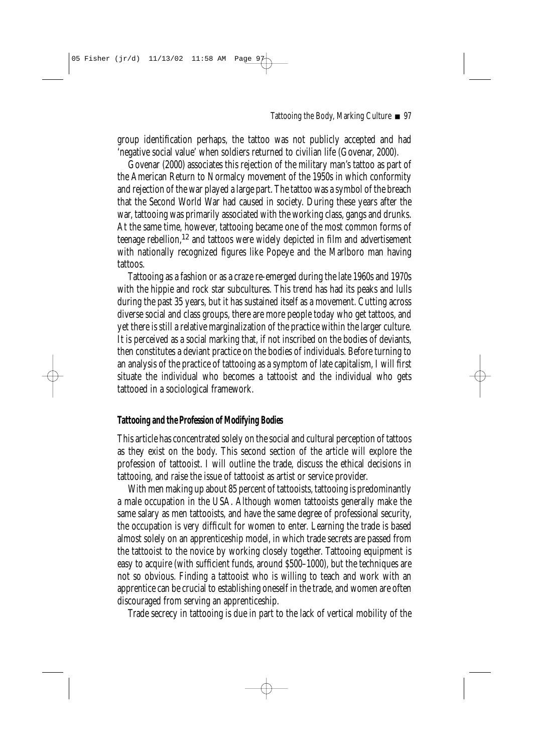group identification perhaps, the tattoo was not publicly accepted and had 'negative social value' when soldiers returned to civilian life (Govenar, 2000).

Govenar (2000) associates this rejection of the military man's tattoo as part of the American Return to Normalcy movement of the 1950s in which conformity and rejection of the war played a large part. The tattoo was a symbol of the breach that the Second World War had caused in society. During these years after the war, tattooing was primarily associated with the working class, gangs and drunks. At the same time, however, tattooing became one of the most common forms of teenage rebellion,[12] and tattoos were widely depicted in film and advertisement with nationally recognized figures like Popeye and the Marlboro man having tattoos.

Tattooing as a fashion or as a craze re-emerged during the late 1960s and 1970s with the hippie and rock star subcultures. This trend has had its peaks and lulls during the past 35 years, but it has sustained itself as a movement. Cutting across diverse social and class groups, there are more people today who get tattoos, and yet there is still a relative marginalization of the practice within the larger culture. It is perceived as a social marking that, if not inscribed on the bodies of deviants, then constitutes a deviant practice on the bodies of individuals. Before turning to an analysis of the practice of tattooing as a symptom of late capitalism, I will first situate the individual who becomes a tattooist and the individual who gets tattooed in a sociological framework.

## Tattooing and the Profession of Modifying Bodies

This article has concentrated solely on the social and cultural perception of tattoos as they exist on the body. This second section of the article will explore the profession of tattooist. I will outline the trade, discuss the ethical decisions in tattooing, and raise the issue of tattooist as artist or service provider.

With men making up about 85 percent of tattooists, tattooing is predominantly a male occupation in the USA. Although women tattooists generally make the same salary as men tattooists, and have the same degree of professional security, the occupation is very difficult for women to enter. Learning the trade is based almost solely on an apprenticeship model, in which trade secrets are passed from the tattooist to the novice by working closely together. Tattooing equipment is easy to acquire (with sufficient funds, around $500–1000), but the techniques are not so obvious. Finding a tattooist who is willing to teach and work with an apprentice can be crucial to establishing oneself in the trade, and women are often discouraged from serving an apprenticeship.

Trade secrecy in tattooing is due in part to the lack of vertical mobility of the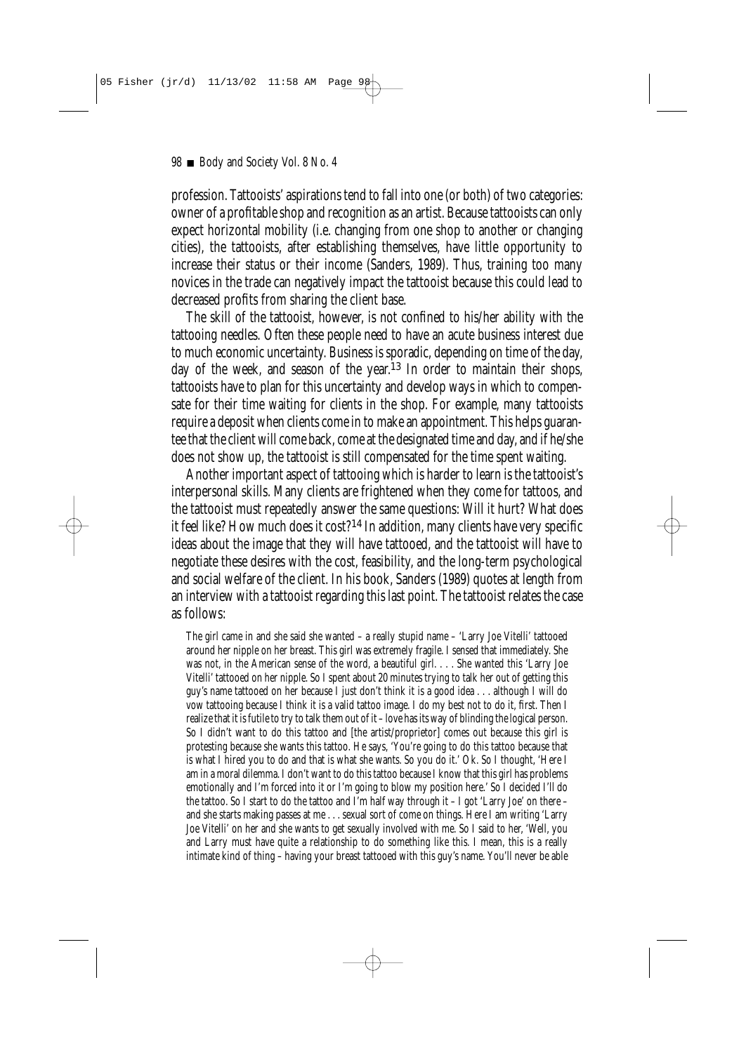profession. Tattooists' aspirations tend to fall into one (or both) of two categories: owner of a profitable shop and recognition as an artist. Because tattooists can only expect horizontal mobility (i.e. changing from one shop to another or changing cities), the tattooists, after establishing themselves, have little opportunity to increase their status or their income (Sanders, 1989). Thus, training too many novices in the trade can negatively impact the tattooist because this could lead to decreased profits from sharing the client base.

The skill of the tattooist, however, is not confined to his/her ability with the tattooing needles. Often these people need to have an acute business interest due to much economic uncertainty. Business is sporadic, depending on time of the day, day of the week, and season of the year.[13] In order to maintain their shops, tattooists have to plan for this uncertainty and develop ways in which to compensate for their time waiting for clients in the shop. For example, many tattooists require a deposit when clients come in to make an appointment. This helps guarantee that the client will come back, come at the designated time and day, and if he/she does not show up, the tattooist is still compensated for the time spent waiting.

Another important aspect of tattooing which is harder to learn is the tattooist's interpersonal skills. Many clients are frightened when they come for tattoos, and the tattooist must repeatedly answer the same questions: Will it hurt? What does it feel like? How much does it cost?[14] In addition, many clients have very specific ideas about the image that they will have tattooed, and the tattooist will have to negotiate these desires with the cost, feasibility, and the long-term psychological and social welfare of the client. In his book, Sanders (1989) quotes at length from an interview with a tattooist regarding this last point. The tattooist relates the case as follows:

> The girl came in and she said she wanted – a really stupid name – 'Larry Joe Vitelli' tattooed around her nipple on her breast. This girl was extremely fragile. I sensed that immediately. She was not, in the American sense of the word, a beautiful girl. . . . She wanted this 'Larry Joe Vitelli' tattooed on her nipple. So I spent about 20 minutes trying to talk her out of getting this guy's name tattooed on her because I just don't think it is a good idea . . . although I will do vow tattooing because I think it is a valid tattoo image. I do my best not to do it, first. Then I realize that it is futile to try to talk them out of it – love has its way of blinding the logical person. So I didn't want to do this tattoo and [the artist/proprietor] comes out because this girl is protesting because she wants this tattoo. He says, 'You're going to do this tattoo because that is what I hired you to do and that is what she wants. So you do it.' Ok. So I thought, 'Here I am in a moral dilemma. I don't want to do this tattoo because I know that this girl has problems emotionally and I'm forced into it or I'm going to blow my position here.' So I decided I'll do the tattoo. So I start to do the tattoo and I'm half way through it – I got 'Larry Joe' on there – and she starts making passes at me . . . sexual sort of come on things. Here I am writing 'Larry Joe Vitelli' on her and she wants to get sexually involved with me. So I said to her, 'Well, you and Larry must have quite a relationship to do something like this. I mean, this is a really intimate kind of thing – having your breast tattooed with this guy's name. You'll never be able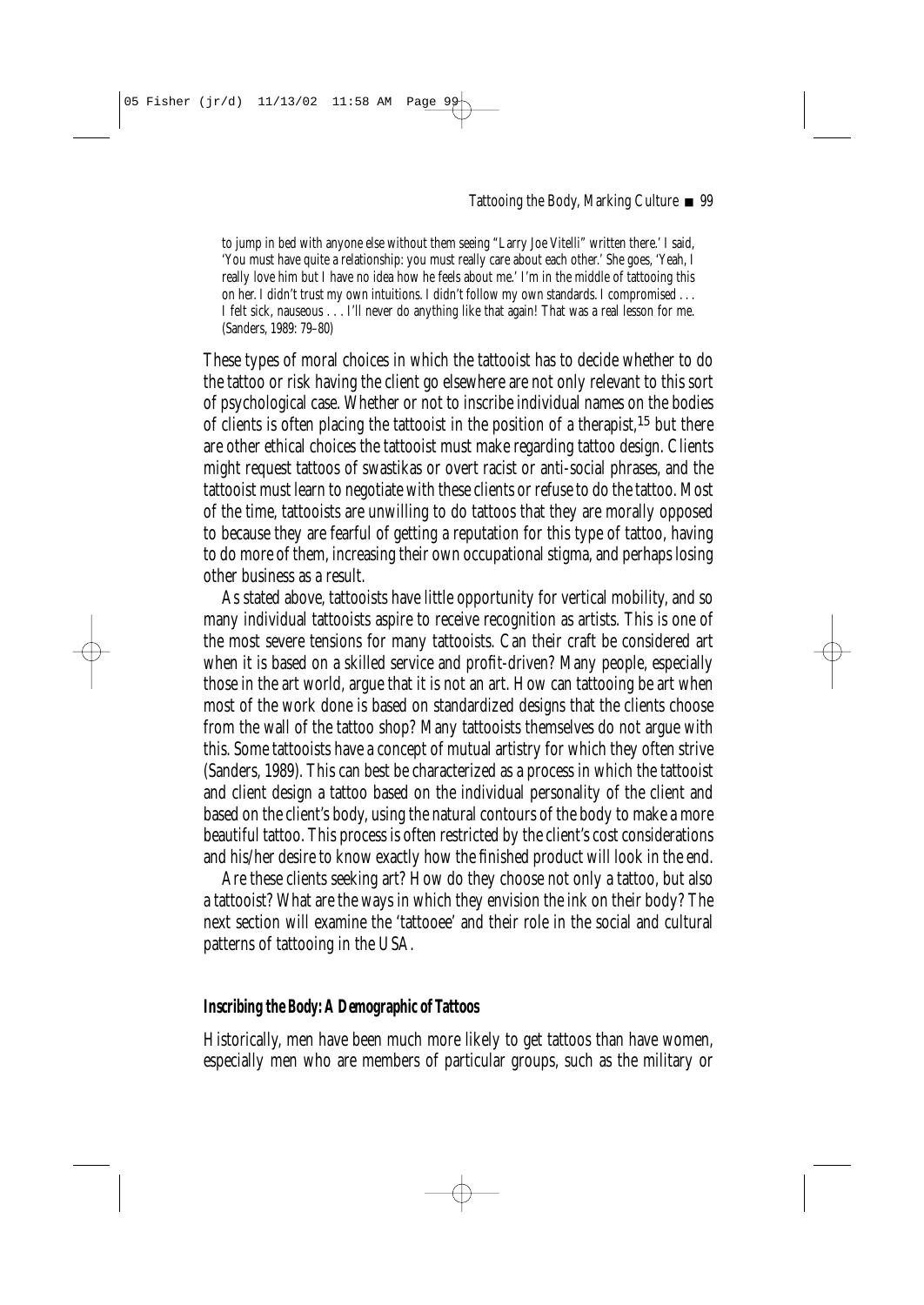> to jump in bed with anyone else without them seeing "Larry Joe Vitelli" written there.' I said, 'You must have quite a relationship: you must really care about each other.' She goes, 'Yeah, I really love him but I have no idea how he feels about me.' I'm in the middle of tattooing this on her. I didn't trust my own intuitions. I didn't follow my own standards. I compromised . . . I felt sick, nauseous . . . I'll never do anything like that again! That was a real lesson for me. (Sanders, 1989: 79–80)

These types of moral choices in which the tattooist has to decide whether to do the tattoo or risk having the client go elsewhere are not only relevant to this sort of psychological case. Whether or not to inscribe individual names on the bodies of clients is often placing the tattooist in the position of a therapist,[15] but there are other ethical choices the tattooist must make regarding tattoo design. Clients might request tattoos of swastikas or overt racist or anti-social phrases, and the tattooist must learn to negotiate with these clients or refuse to do the tattoo. Most of the time, tattooists are unwilling to do tattoos that they are morally opposed to because they are fearful of getting a reputation for this type of tattoo, having to do more of them, increasing their own occupational stigma, and perhaps losing other business as a result.

As stated above, tattooists have little opportunity for vertical mobility, and so many individual tattooists aspire to receive recognition as artists. This is one of the most severe tensions for many tattooists. Can their craft be considered art when it is based on a skilled service and profit-driven? Many people, especially those in the art world, argue that it is not an art. How can tattooing be art when most of the work done is based on standardized designs that the clients choose from the wall of the tattoo shop? Many tattooists themselves do not argue with this. Some tattooists have a concept of mutual artistry for which they often strive (Sanders, 1989). This can best be characterized as a process in which the tattooist and client design a tattoo based on the individual personality of the client and based on the client's body, using the natural contours of the body to make a more beautiful tattoo. This process is often restricted by the client's cost considerations and his/her desire to know exactly how the finished product will look in the end.

Are these clients seeking art? How do they choose not only a tattoo, but also a tattooist? What are the ways in which they envision the ink on their body? The next section will examine the 'tattooee' and their role in the social and cultural patterns of tattooing in the USA.

### Inscribing the Body: A Demographic of Tattoos

Historically, men have been much more likely to get tattoos than have women, especially men who are members of particular groups, such as the military or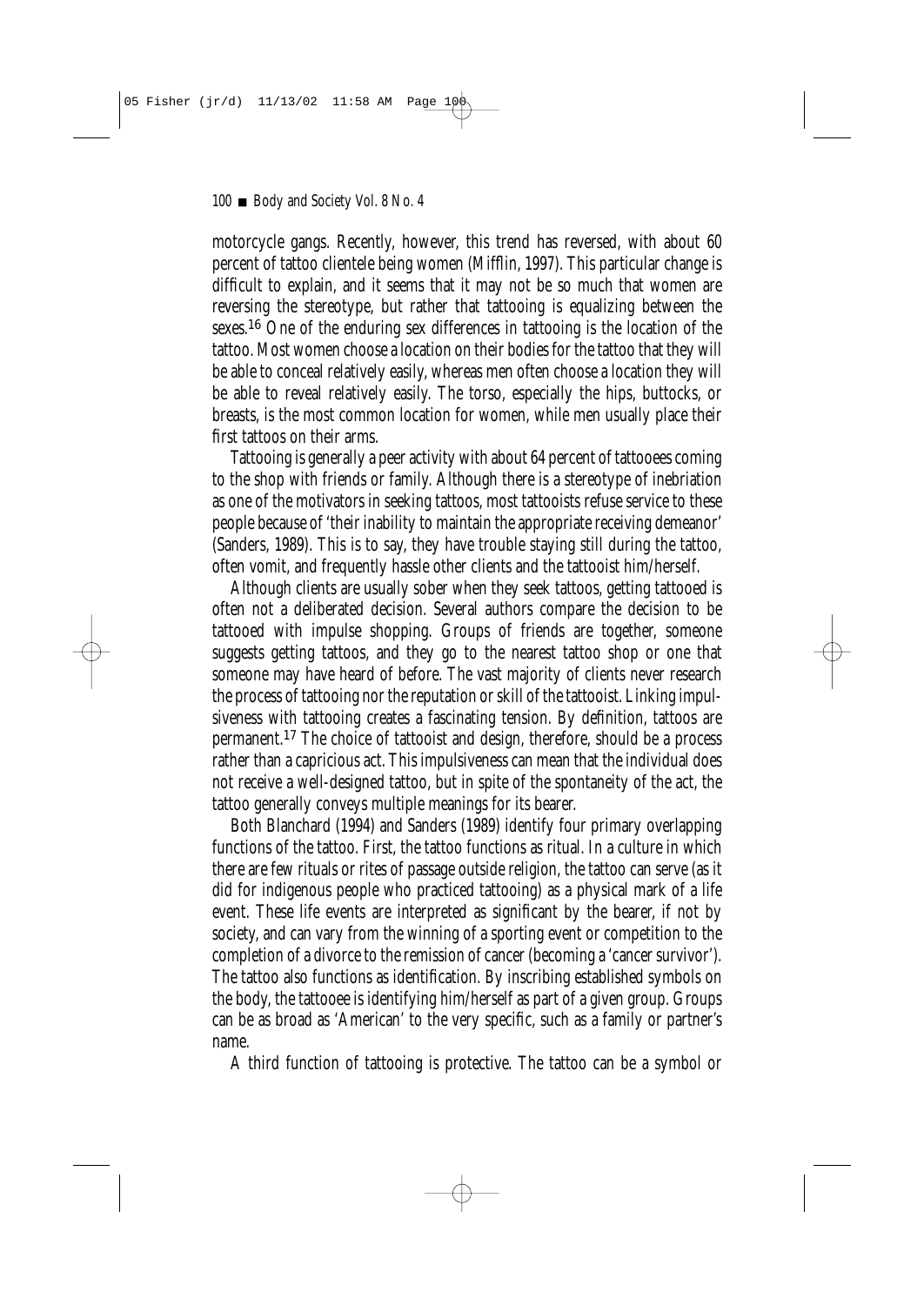motorcycle gangs. Recently, however, this trend has reversed, with about 60 percent of tattoo clientele being women (Mifflin, 1997). This particular change is difficult to explain, and it seems that it may not be so much that women are reversing the stereotype, but rather that tattooing is equalizing between the sexes.[16] One of the enduring sex differences in tattooing is the location of the tattoo. Most women choose a location on their bodies for the tattoo that they will be able to conceal relatively easily, whereas men often choose a location they will be able to reveal relatively easily. The torso, especially the hips, buttocks, or breasts, is the most common location for women, while men usually place their first tattoos on their arms.

Tattooing is generally a peer activity with about 64 percent of tattooees coming to the shop with friends or family. Although there is a stereotype of inebriation as one of the motivators in seeking tattoos, most tattooists refuse service to these people because of 'their inability to maintain the appropriate receiving demeanor' (Sanders, 1989). This is to say, they have trouble staying still during the tattoo, often vomit, and frequently hassle other clients and the tattooist him/herself.

Although clients are usually sober when they seek tattoos, getting tattooed is often not a deliberated decision. Several authors compare the decision to be tattooed with impulse shopping. Groups of friends are together, someone suggests getting tattoos, and they go to the nearest tattoo shop or one that someone may have heard of before. The vast majority of clients never research the process of tattooing nor the reputation or skill of the tattooist. Linking impulsiveness with tattooing creates a fascinating tension. By definition, tattoos are permanent.[17] The choice of tattooist and design, therefore, should be a process rather than a capricious act. This impulsiveness can mean that the individual does not receive a well-designed tattoo, but in spite of the spontaneity of the act, the tattoo generally conveys multiple meanings for its bearer.

Both Blanchard (1994) and Sanders (1989) identify four primary overlapping functions of the tattoo. First, the tattoo functions as ritual. In a culture in which there are few rituals or rites of passage outside religion, the tattoo can serve (as it did for indigenous people who practiced tattooing) as a physical mark of a life event. These life events are interpreted as significant by the bearer, if not by society, and can vary from the winning of a sporting event or competition to the completion of a divorce to the remission of cancer (becoming a 'cancer survivor'). The tattoo also functions as identification. By inscribing established symbols on the body, the tattooee is identifying him/herself as part of a given group. Groups can be as broad as 'American' to the very specific, such as a family or partner's name.

A third function of tattooing is protective. The tattoo can be a symbol or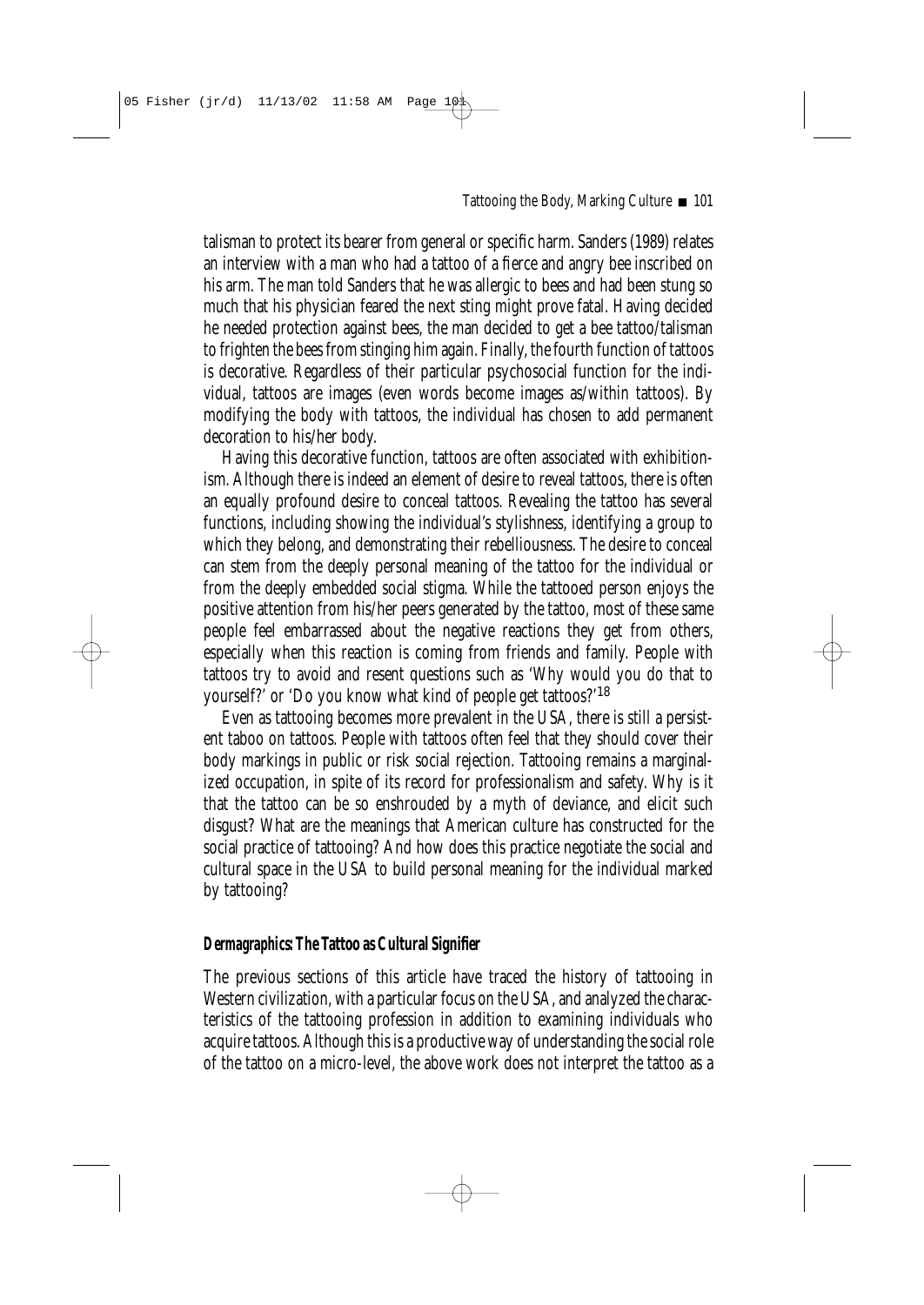talisman to protect its bearer from general or specific harm. Sanders (1989) relates an interview with a man who had a tattoo of a fierce and angry bee inscribed on his arm. The man told Sanders that he was allergic to bees and had been stung so much that his physician feared the next sting might prove fatal. Having decided he needed protection against bees, the man decided to get a bee tattoo/talisman to frighten the bees from stinging him again. Finally, the fourth function of tattoos is decorative. Regardless of their particular psychosocial function for the individual, tattoos are images (even words become images as/within tattoos). By modifying the body with tattoos, the individual has chosen to add permanent decoration to his/her body.

Having this decorative function, tattoos are often associated with exhibitionism. Although there is indeed an element of desire to reveal tattoos, there is often an equally profound desire to conceal tattoos. Revealing the tattoo has several functions, including showing the individual's stylishness, identifying a group to which they belong, and demonstrating their rebelliousness. The desire to conceal can stem from the deeply personal meaning of the tattoo for the individual or from the deeply embedded social stigma. While the tattooed person enjoys the positive attention from his/her peers generated by the tattoo, most of these same people feel embarrassed about the negative reactions they get from others, especially when this reaction is coming from friends and family. People with tattoos try to avoid and resent questions such as 'Why would you do that to yourself?' or 'Do you know what kind of people get tattoos?'[18]

Even as tattooing becomes more prevalent in the USA, there is still a persistent taboo on tattoos. People with tattoos often feel that they should cover their body markings in public or risk social rejection. Tattooing remains a marginalized occupation, in spite of its record for professionalism and safety. Why is it that the tattoo can be so enshrouded by a myth of deviance, and elicit such disgust? What are the meanings that American culture has constructed for the social practice of tattooing? And how does this practice negotiate the social and cultural space in the USA to build personal meaning for the individual marked by tattooing?

### Dermagraphics: The Tattoo as Cultural Signifier

The previous sections of this article have traced the history of tattooing in Western civilization, with a particular focus on the USA, and analyzed the characteristics of the tattooing profession in addition to examining individuals who acquire tattoos. Although this is a productive way of understanding the social role of the tattoo on a micro-level, the above work does not interpret the tattoo as a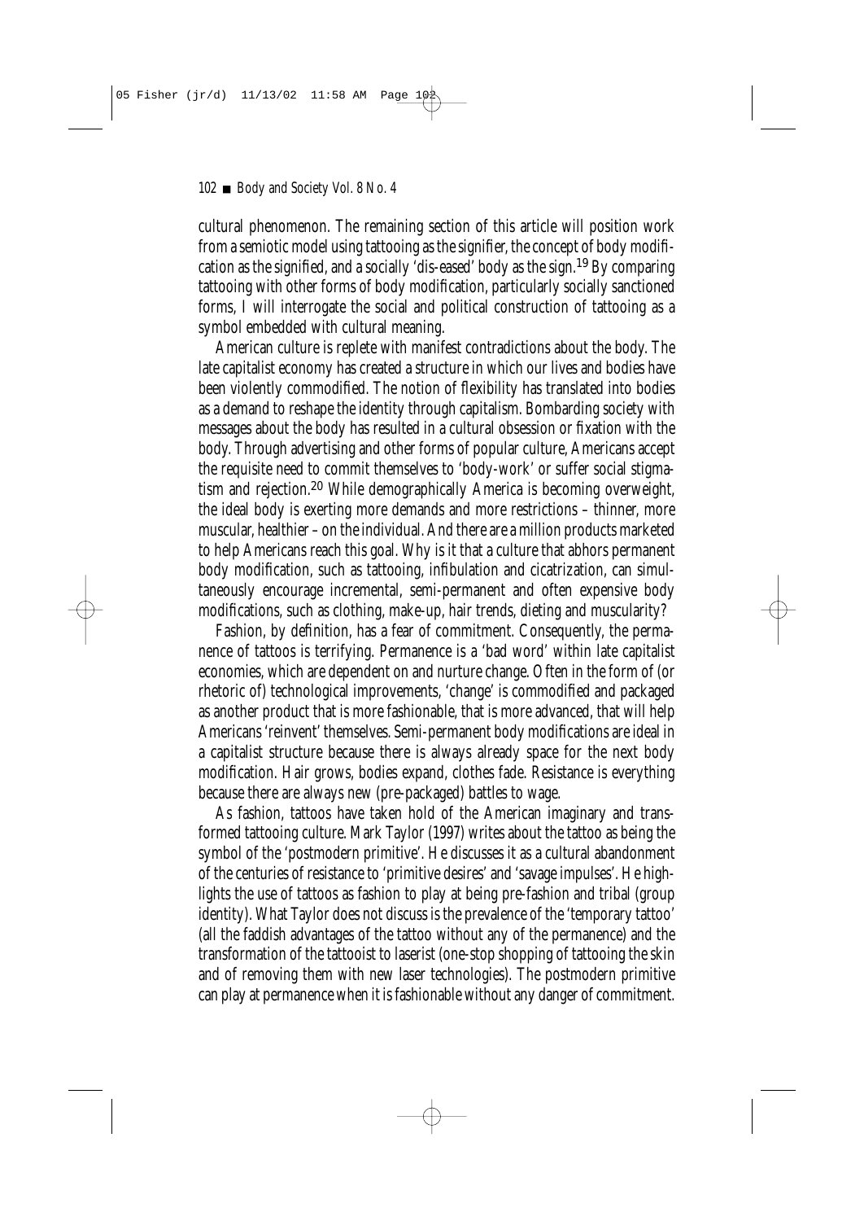cultural phenomenon. The remaining section of this article will position work from a semiotic model using tattooing as the signifier, the concept of body modification as the signified, and a socially 'dis-eased' body as the sign.[19] By comparing tattooing with other forms of body modification, particularly socially sanctioned forms, I will interrogate the social and political construction of tattooing as a symbol embedded with cultural meaning.

American culture is replete with manifest contradictions about the body. The late capitalist economy has created a structure in which our lives and bodies have been violently commodified. The notion of flexibility has translated into bodies as a demand to reshape the identity through capitalism. Bombarding society with messages about the body has resulted in a cultural obsession or fixation with the body. Through advertising and other forms of popular culture, Americans accept the requisite need to commit themselves to 'body-work' or suffer social stigmatism and rejection.[20] While demographically America is becoming overweight, the ideal body is exerting more demands and more restrictions – thinner, more muscular, healthier – on the individual. And there are a million products marketed to help Americans reach this goal. Why is it that a culture that abhors permanent body modification, such as tattooing, infibulation and cicatrization, can simultaneously encourage incremental, semi-permanent and often expensive body modifications, such as clothing, make-up, hair trends, dieting and muscularity?

Fashion, by definition, has a fear of commitment. Consequently, the permanence of tattoos is terrifying. Permanence is a 'bad word' within late capitalist economies, which are dependent on and nurture change. Often in the form of (or rhetoric of) technological improvements, 'change' is commodified and packaged as another product that is more fashionable, that is more advanced, that will help Americans 'reinvent' themselves. Semi-permanent body modifications are ideal in a capitalist structure because there is always already space for the next body modification. Hair grows, bodies expand, clothes fade. Resistance is everything because there are always new (pre-packaged) battles to wage.

As fashion, tattoos have taken hold of the American imaginary and transformed tattooing culture. Mark Taylor (1997) writes about the tattoo as being the symbol of the 'postmodern primitive'. He discusses it as a cultural abandonment of the centuries of resistance to 'primitive desires' and 'savage impulses'. He highlights the use of tattoos as fashion to play at being pre-fashion and tribal (group identity). What Taylor does not discuss is the prevalence of the 'temporary tattoo' (all the faddish advantages of the tattoo without any of the permanence) and the transformation of the tattooist to laserist (one-stop shopping of tattooing the skin and of removing them with new laser technologies). The postmodern primitive can play at permanence when it is fashionable without any danger of commitment.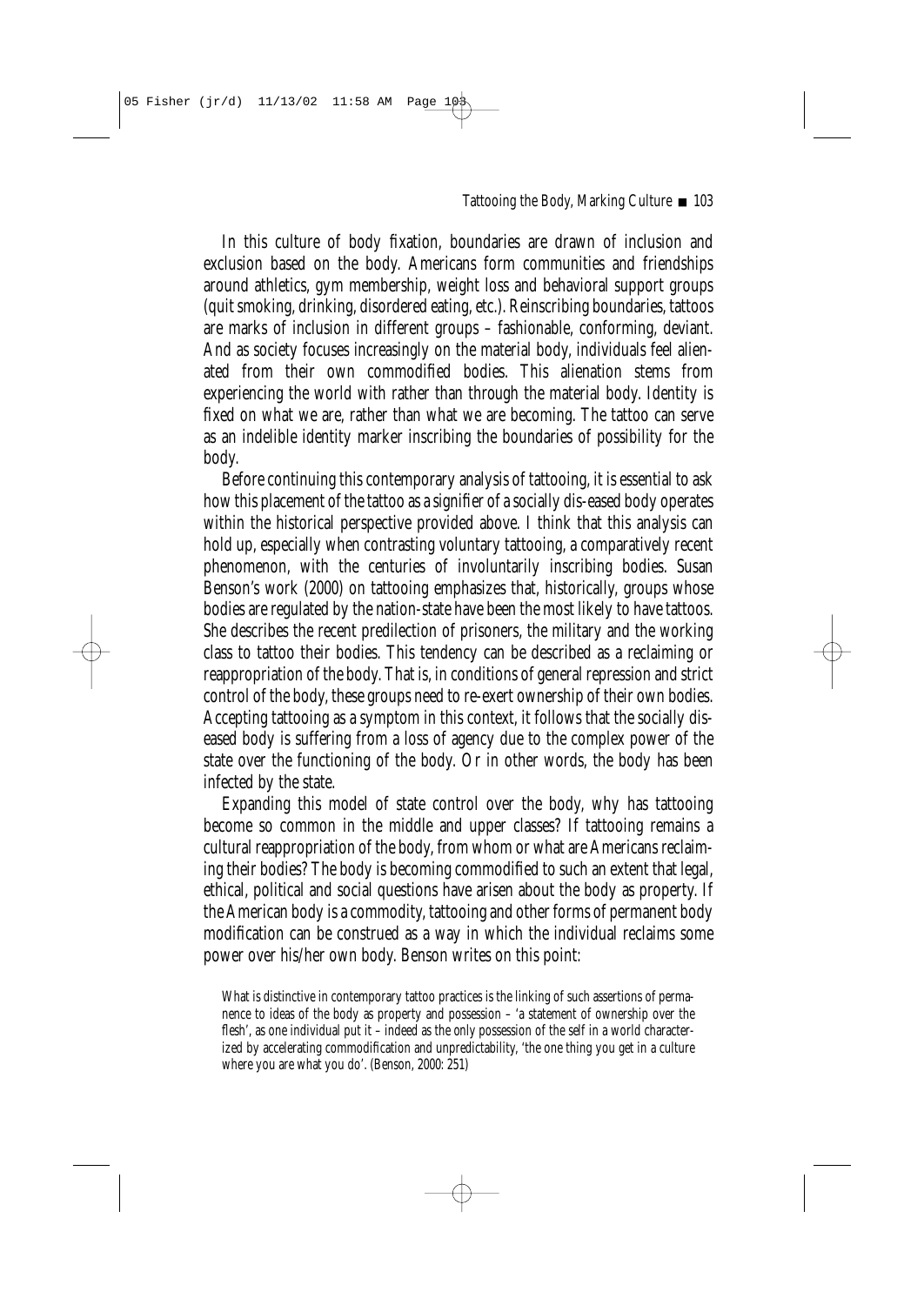In this culture of body fixation, boundaries are drawn of inclusion and exclusion based on the body. Americans form communities and friendships around athletics, gym membership, weight loss and behavioral support groups (quit smoking, drinking, disordered eating, etc.). Reinscribing boundaries, tattoos are marks of inclusion in different groups – fashionable, conforming, deviant. And as society focuses increasingly on the material body, individuals feel alienated from their own commodified bodies. This alienation stems from experiencing the world *with* rather than *through* the material body. Identity is fixed on what we *are*, rather than what we are *becoming*. The tattoo can serve as an indelible identity marker inscribing the boundaries of possibility for the body.

Before continuing this contemporary analysis of tattooing, it is essential to ask how this placement of the tattoo as a signifier of a socially dis-eased body operates within the historical perspective provided above. I think that this analysis can hold up, especially when contrasting voluntary tattooing, a comparatively recent phenomenon, with the centuries of involuntarily inscribing bodies. Susan Benson's work (2000) on tattooing emphasizes that, historically, groups whose bodies are regulated by the nation-state have been the most likely to have tattoos. She describes the recent predilection of prisoners, the military and the working class to tattoo their bodies. This tendency can be described as a reclaiming or reappropriation of the body. That is, in conditions of general repression and strict control of the body, these groups need to re-exert ownership of their own bodies. Accepting tattooing as a symptom in this context, it follows that the socially diseased body is suffering from a loss of agency due to the complex power of the state over the functioning of the body. Or in other words, the body has been infected by the state.

Expanding this model of state control over the body, why has tattooing become so common in the middle and upper classes? If tattooing remains a cultural reappropriation of the body, from whom or what are Americans reclaiming their bodies? The body is becoming commodified to such an extent that legal, ethical, political and social questions have arisen about the body as property. If the American body is a commodity, tattooing and other forms of permanent body modification can be construed as a way in which the individual reclaims some power over his/her own body. Benson writes on this point:

> What is distinctive in contemporary tattoo practices is the linking of such assertions of permanence to ideas of the body as property and possession – 'a statement of ownership over the flesh', as one individual put it – indeed as the only possession of the self in a world characterized by accelerating commodification and unpredictability, 'the one thing you get in a culture where you are what you do'. (Benson, 2000: 251)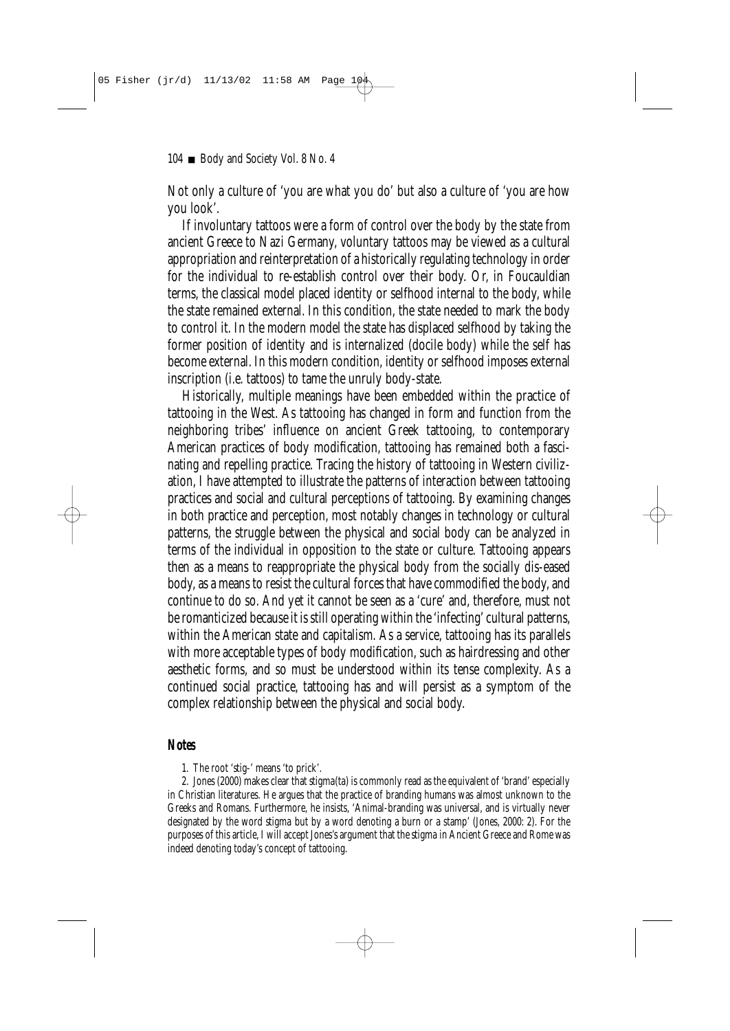Not only a culture of 'you are what you do' but also a culture of 'you are how you look'.

If involuntary tattoos were a form of control over the body by the state from ancient Greece to Nazi Germany, voluntary tattoos may be viewed as a cultural appropriation and reinterpretation of a historically regulating technology in order for the individual to re-establish control over their body. Or, in Foucauldian terms, the classical model placed identity or selfhood internal to the body, while the state remained external. In this condition, the state needed to mark the body to control it. In the modern model the state has displaced selfhood by taking the former position of identity and is internalized (docile body) while the self has become external. In this modern condition, identity or selfhood imposes external inscription (i.e. tattoos) to tame the unruly body-state.

Historically, multiple meanings have been embedded within the practice of tattooing in the West. As tattooing has changed in form and function from the neighboring tribes' influence on ancient Greek tattooing, to contemporary American practices of body modification, tattooing has remained both a fascinating and repelling practice. Tracing the history of tattooing in Western civilization, I have attempted to illustrate the patterns of interaction between tattooing practices and social and cultural perceptions of tattooing. By examining changes in both practice and perception, most notably changes in technology or cultural patterns, the struggle between the physical and social body can be analyzed in terms of the individual in opposition to the state or culture. Tattooing appears then as a means to reappropriate the physical body from the socially dis-eased body, as a means to resist the cultural forces that have commodified the body, and continue to do so. And yet it cannot be seen as a 'cure' and, therefore, must not be romanticized because it is still operating within the 'infecting' cultural patterns, within the American state and capitalism. As a service, tattooing has its parallels with more acceptable types of body modification, such as hairdressing and other aesthetic forms, and so must be understood within its tense complexity. As a continued social practice, tattooing has and will persist as a symptom of the complex relationship between the physical and social body.

## Notes

1. The root 'stig-' means 'to prick'.

2. Jones (2000) makes clear that stigma(ta) is commonly read as the equivalent of 'brand' especially in Christian literatures. He argues that the practice of branding humans was almost unknown to the Greeks and Romans. Furthermore, he insists, 'Animal-branding was universal, and is virtually never designated by the word stigma but by a word denoting a burn or a stamp' (Jones, 2000: 2). For the purposes of this article, I will accept Jones's argument that the stigma in Ancient Greece and Rome was indeed denoting today's concept of tattooing.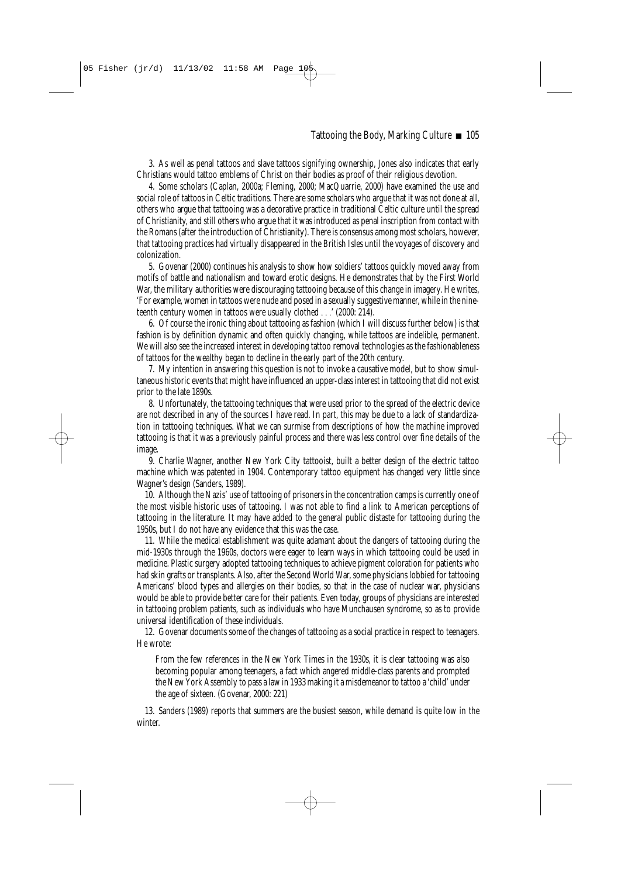3. As well as penal tattoos and slave tattoos signifying ownership, Jones also indicates that early Christians would tattoo emblems of Christ on their bodies as proof of their religious devotion.

4. Some scholars (Caplan, 2000a; Fleming, 2000; MacQuarrie, 2000) have examined the use and social role of tattoos in Celtic traditions. There are some scholars who argue that it was not done at all, others who argue that tattooing was a decorative practice in traditional Celtic culture until the spread of Christianity, and still others who argue that it was introduced as penal inscription from contact with the Romans (after the introduction of Christianity). There is consensus among most scholars, however, that tattooing practices had virtually disappeared in the British Isles until the voyages of discovery and colonization.

5. Govenar (2000) continues his analysis to show how soldiers' tattoos quickly moved away from motifs of battle and nationalism and toward erotic designs. He demonstrates that by the First World War, the military authorities were discouraging tattooing because of this change in imagery. He writes, 'For example, women in tattoos were nude and posed in a sexually suggestive manner, while in the nineteenth century women in tattoos were usually clothed . . .' (2000: 214).

6. Of course the ironic thing about tattooing as fashion (which I will discuss further below) is that fashion is by definition dynamic and often quickly changing, while tattoos are indelible, permanent. We will also see the increased interest in developing tattoo removal technologies as the fashionableness of tattoos for the wealthy began to decline in the early part of the 20th century.

7. My intention in answering this question is not to invoke a causative model, but to show simultaneous historic events that might have influenced an upper-class interest in tattooing that did not exist prior to the late 1890s.

8. Unfortunately, the tattooing techniques that were used prior to the spread of the electric device are not described in any of the sources I have read. In part, this may be due to a lack of standardization in tattooing techniques. What we can surmise from descriptions of how the machine improved tattooing is that it was a previously painful process and there was less control over fine details of the image.

9. Charlie Wagner, another New York City tattooist, built a better design of the electric tattoo machine which was patented in 1904. Contemporary tattoo equipment has changed very little since Wagner's design (Sanders, 1989).

10. Although the Nazis' use of tattooing of prisoners in the concentration camps is currently one of the most visible historic uses of tattooing. I was not able to find a link to American perceptions of tattooing in the literature. It may have added to the general public distaste for tattooing during the 1950s, but I do not have any evidence that this was the case.

11. While the medical establishment was quite adamant about the dangers of tattooing during the mid-1930s through the 1960s, doctors were eager to learn ways in which tattooing could be used in medicine. Plastic surgery adopted tattooing techniques to achieve pigment coloration for patients who had skin grafts or transplants. Also, after the Second World War, some physicians lobbied for tattooing Americans' blood types and allergies on their bodies, so that in the case of nuclear war, physicians would be able to provide better care for their patients. Even today, groups of physicians are interested in tattooing problem patients, such as individuals who have Munchausen syndrome, so as to provide universal identification of these individuals.

12. Govenar documents some of the changes of tattooing as a social practice in respect to teenagers. He wrote:

> From the few references in the *New York Times* in the 1930s, it is clear tattooing was also becoming popular among teenagers, a fact which angered middle-class parents and prompted the New York Assembly to pass a law in 1933 making it a misdemeanor to tattoo a 'child' under the age of sixteen. (Govenar, 2000: 221)

13. Sanders (1989) reports that summers are the busiest season, while demand is quite low in the winter.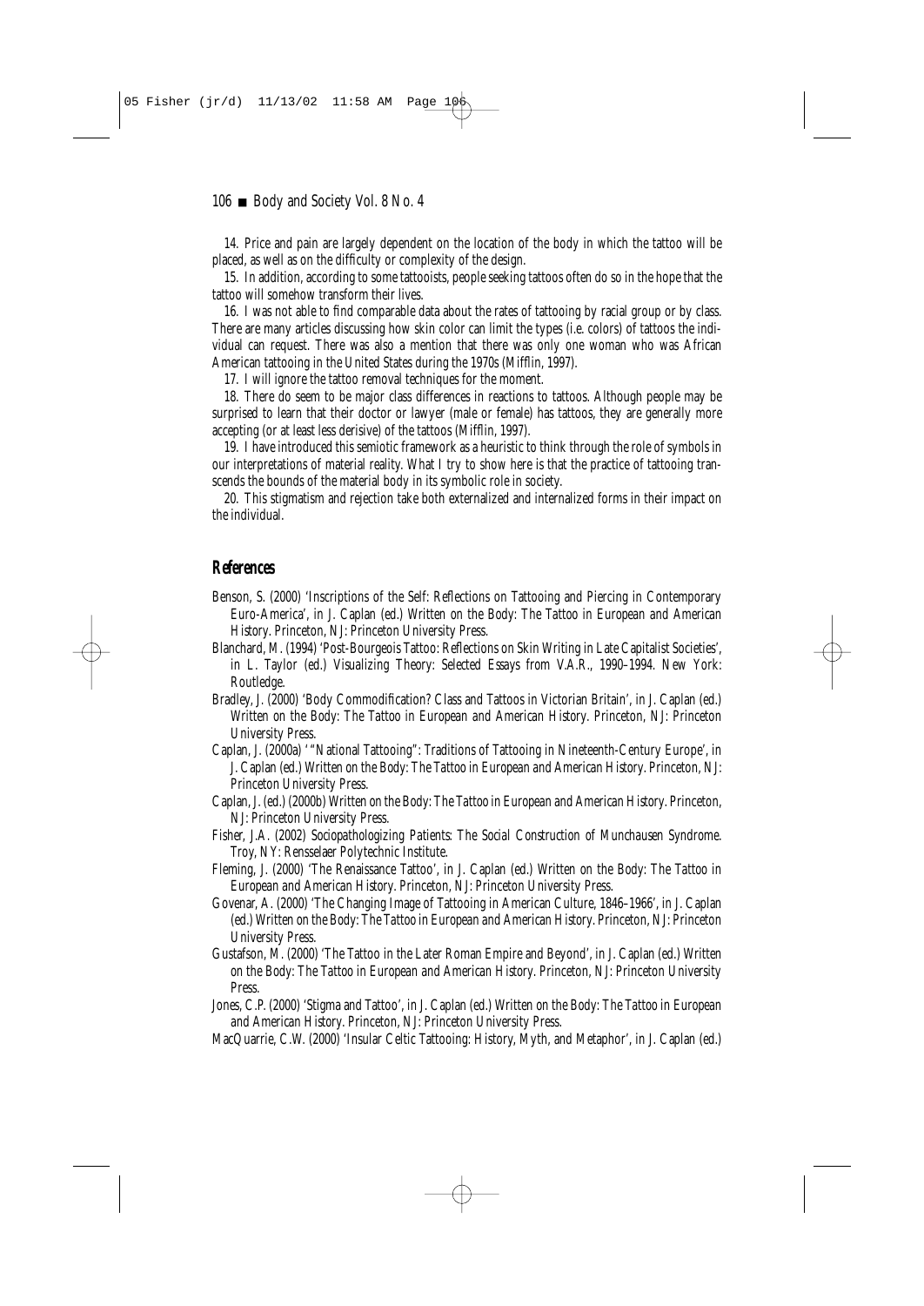14. Price and pain are largely dependent on the location of the body in which the tattoo will be placed, as well as on the difficulty or complexity of the design.

15. In addition, according to some tattooists, people seeking tattoos often do so in the hope that the tattoo will somehow transform their lives.

16. I was not able to find comparable data about the rates of tattooing by racial group or by class. There are many articles discussing how skin color can limit the types (i.e. colors) of tattoos the individual can request. There was also a mention that there was only one woman who was African American tattooing in the United States during the 1970s (Mifflin, 1997).

17. I will ignore the tattoo removal techniques for the moment.

18. There do seem to be major class differences in reactions to tattoos. Although people may be surprised to learn that their doctor or lawyer (male or female) has tattoos, they are generally more accepting (or at least less derisive) of the tattoos (Mifflin, 1997).

19. I have introduced this semiotic framework as a heuristic to think through the role of symbols in our interpretations of material reality. What I try to show here is that the practice of tattooing transcends the bounds of the material body in its symbolic role in society.

20. This stigmatism and rejection take both externalized and internalized forms in their impact on the individual.

## References

Benson, S. (2000) 'Inscriptions of the Self: Reflections on Tattooing and Piercing in Contemporary Euro-America', in J. Caplan (ed.) *Written on the Body: The Tattoo in European and American History*. Princeton, NJ: Princeton University Press.

Blanchard, M. (1994) 'Post-Bourgeois Tattoo: Reflections on Skin Writing in Late Capitalist Societies', in L. Taylor (ed.) *Visualizing Theory: Selected Essays from V.A.R., 1990–1994*. New York: Routledge.

Bradley, J. (2000) 'Body Commodification? Class and Tattoos in Victorian Britain', in J. Caplan (ed.) *Written on the Body: The Tattoo in European and American History*. Princeton, NJ: Princeton University Press.

Caplan, J. (2000a) ' "National Tattooing": Traditions of Tattooing in Nineteenth-Century Europe', in J. Caplan (ed.) *Written on the Body: The Tattoo in European and American History*. Princeton, NJ: Princeton University Press.

Caplan, J. (ed.) (2000b) *Written on the Body: The Tattoo in European and American History*. Princeton, NJ: Princeton University Press.

Fisher, J.A. (2002) *Sociopathologizing Patients: The Social Construction of Munchausen Syndrome*. Troy, NY: Rensselaer Polytechnic Institute.

Fleming, J. (2000) 'The Renaissance Tattoo', in J. Caplan (ed.) *Written on the Body: The Tattoo in European and American History*. Princeton, NJ: Princeton University Press.

Govenar, A. (2000) 'The Changing Image of Tattooing in American Culture, 1846–1966', in J. Caplan (ed.) *Written on the Body: The Tattoo in European and American History*. Princeton, NJ: Princeton University Press.

Gustafson, M. (2000) 'The Tattoo in the Later Roman Empire and Beyond', in J. Caplan (ed.) *Written on the Body: The Tattoo in European and American History*. Princeton, NJ: Princeton University Press.

Jones, C.P. (2000) 'Stigma and Tattoo', in J. Caplan (ed.) *Written on the Body: The Tattoo in European and American History*. Princeton, NJ: Princeton University Press.

MacQuarrie, C.W. (2000) 'Insular Celtic Tattooing: History, Myth, and Metaphor', in J. Caplan (ed.)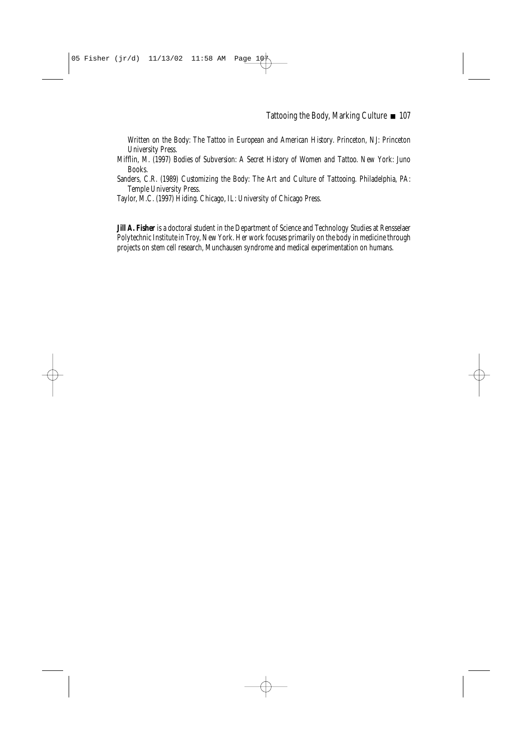Written on the Body: The Tattoo in European and American History. Princeton, NJ: Princeton University Press.

Mifflin, M. (1997) Bodies of Subversion: A Secret History of Women and Tattoo. New York: Juno Books.

Sanders, C.R. (1989) Customizing the Body: The Art and Culture of Tattooing. Philadelphia, PA: Temple University Press.

Taylor, M.C. (1997) Hiding. Chicago, IL: University of Chicago Press.

***Jill A. Fisher*** is a doctoral student in the Department of Science and Technology Studies at Rensselaer Polytechnic Institute in Troy, New York. Her work focuses primarily on the body in medicine through projects on stem cell research, Munchausen syndrome and medical experimentation on humans.